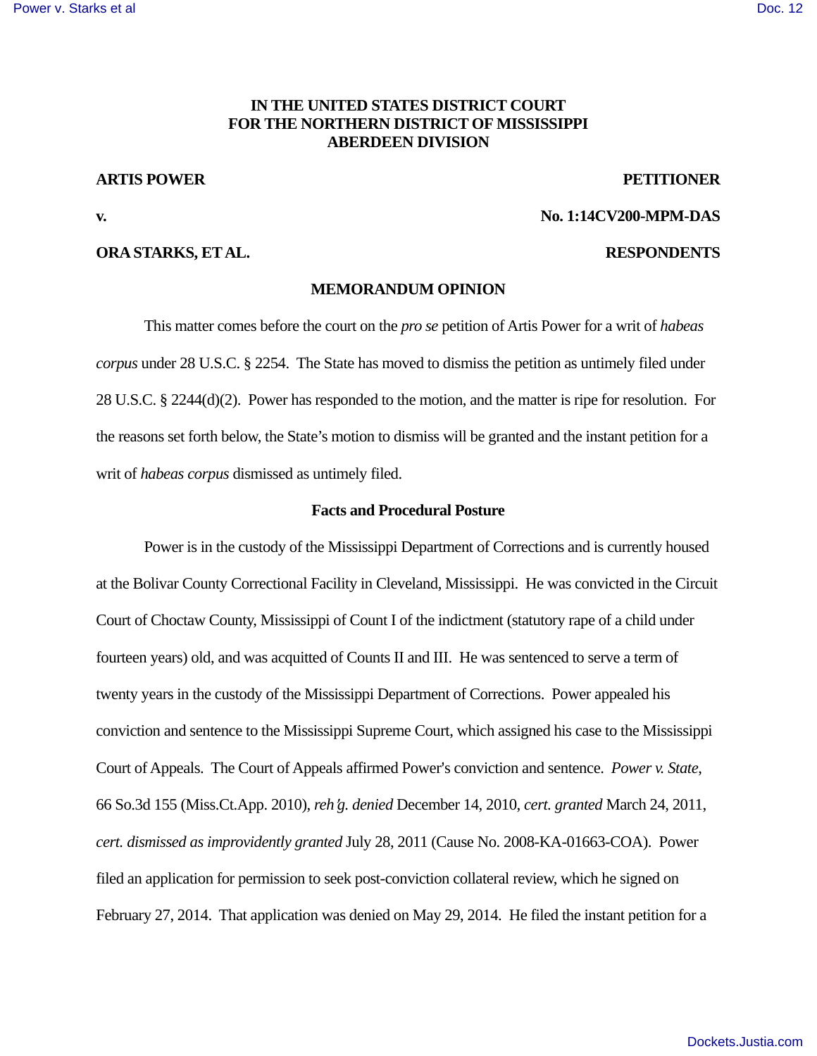**IN THE UNITED STATES DISTRICT COURT**
**FOR THE NORTHERN DISTRICT OF MISSISSIPPI**
**ABERDEEN DIVISION**

**ARTIS POWER** **PETITIONER**

**v.** **No. 1:14CV200-MPM-DAS**

**ORA STARKS, ET AL.** **RESPONDENTS**

## MEMORANDUM OPINION

This matter comes before the court on the *pro se* petition of Artis Power for a writ of *habeas corpus* under 28 U.S.C. § 2254. The State has moved to dismiss the petition as untimely filed under 28 U.S.C. § 2244(d)(2). Power has responded to the motion, and the matter is ripe for resolution. For the reasons set forth below, the State's motion to dismiss will be granted and the instant petition for a writ of *habeas corpus* dismissed as untimely filed.

### Facts and Procedural Posture

Power is in the custody of the Mississippi Department of Corrections and is currently housed at the Bolivar County Correctional Facility in Cleveland, Mississippi. He was convicted in the Circuit Court of Choctaw County, Mississippi of Count I of the indictment (statutory rape of a child under fourteen years) old, and was acquitted of Counts II and III. He was sentenced to serve a term of twenty years in the custody of the Mississippi Department of Corrections. Power appealed his conviction and sentence to the Mississippi Supreme Court, which assigned his case to the Mississippi Court of Appeals. The Court of Appeals affirmed Power's conviction and sentence. *Power v. State*, 66 So.3d 155 (Miss.Ct.App. 2010), *reh'g. denied* December 14, 2010, *cert. granted* March 24, 2011, *cert. dismissed as improvidently granted* July 28, 2011 (Cause No. 2008-KA-01663-COA). Power filed an application for permission to seek post-conviction collateral review, which he signed on February 27, 2014. That application was denied on May 29, 2014. He filed the instant petition for a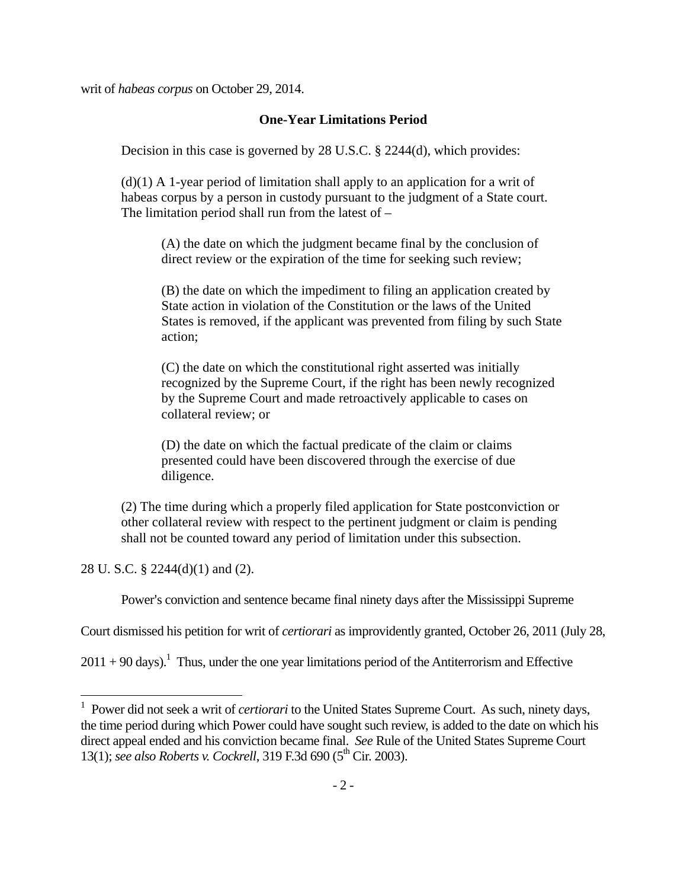writ of *habeas corpus* on October 29, 2014.

**One-Year Limitations Period**

Decision in this case is governed by 28 U.S.C. § 2244(d), which provides:

> (d)(1) A 1-year period of limitation shall apply to an application for a writ of habeas corpus by a person in custody pursuant to the judgment of a State court. The limitation period shall run from the latest of –
>
> > (A) the date on which the judgment became final by the conclusion of direct review or the expiration of the time for seeking such review;
> >
> > (B) the date on which the impediment to filing an application created by State action in violation of the Constitution or the laws of the United States is removed, if the applicant was prevented from filing by such State action;
> >
> > (C) the date on which the constitutional right asserted was initially recognized by the Supreme Court, if the right has been newly recognized by the Supreme Court and made retroactively applicable to cases on collateral review; or
> >
> > (D) the date on which the factual predicate of the claim or claims presented could have been discovered through the exercise of due diligence.
>
> (2) The time during which a properly filed application for State postconviction or other collateral review with respect to the pertinent judgment or claim is pending shall not be counted toward any period of limitation under this subsection.

28 U. S.C. § 2244(d)(1) and (2).

Power's conviction and sentence became final ninety days after the Mississippi Supreme Court dismissed his petition for writ of *certiorari* as improvidently granted, October 26, 2011 (July 28, 2011 + 90 days).[1] Thus, under the one year limitations period of the Antiterrorism and Effective

---

[1] Power did not seek a writ of *certiorari* to the United States Supreme Court. As such, ninety days, the time period during which Power could have sought such review, is added to the date on which his direct appeal ended and his conviction became final. *See* Rule of the United States Supreme Court 13(1); *see also Roberts v. Cockrell*, 319 F.3d 690 (5th Cir. 2003).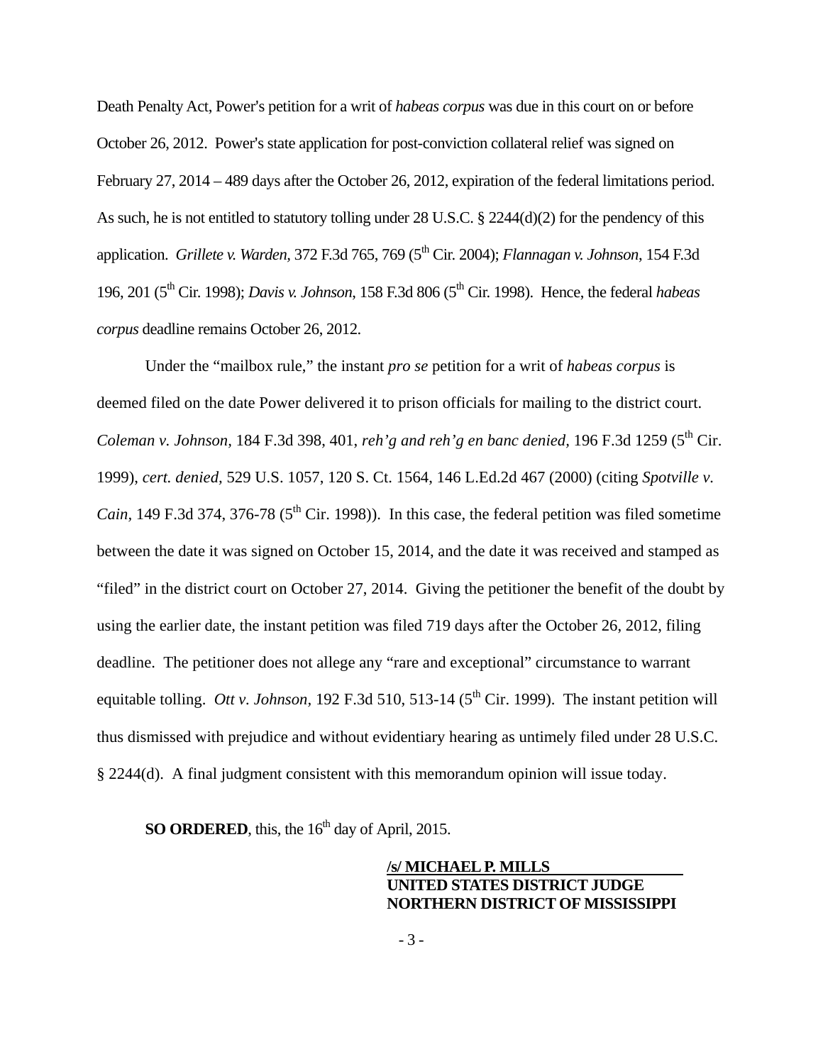Death Penalty Act, Power's petition for a writ of *habeas corpus* was due in this court on or before October 26, 2012. Power's state application for post-conviction collateral relief was signed on February 27, 2014 – 489 days after the October 26, 2012, expiration of the federal limitations period. As such, he is not entitled to statutory tolling under 28 U.S.C. § 2244(d)(2) for the pendency of this application. *Grillete v. Warden*, 372 F.3d 765, 769 (5th Cir. 2004); *Flannagan v. Johnson*, 154 F.3d 196, 201 (5th Cir. 1998); *Davis v. Johnson*, 158 F.3d 806 (5th Cir. 1998). Hence, the federal *habeas corpus* deadline remains October 26, 2012.

Under the "mailbox rule," the instant *pro se* petition for a writ of *habeas corpus* is deemed filed on the date Power delivered it to prison officials for mailing to the district court. *Coleman v. Johnson*, 184 F.3d 398, 401, *reh'g and reh'g en banc denied*, 196 F.3d 1259 (5th Cir. 1999), *cert. denied*, 529 U.S. 1057, 120 S. Ct. 1564, 146 L.Ed.2d 467 (2000) (citing *Spotville v. Cain*, 149 F.3d 374, 376-78 (5th Cir. 1998)). In this case, the federal petition was filed sometime between the date it was signed on October 15, 2014, and the date it was received and stamped as "filed" in the district court on October 27, 2014. Giving the petitioner the benefit of the doubt by using the earlier date, the instant petition was filed 719 days after the October 26, 2012, filing deadline. The petitioner does not allege any "rare and exceptional" circumstance to warrant equitable tolling. *Ott v. Johnson*, 192 F.3d 510, 513-14 (5th Cir. 1999). The instant petition will thus dismissed with prejudice and without evidentiary hearing as untimely filed under 28 U.S.C. § 2244(d). A final judgment consistent with this memorandum opinion will issue today.

**SO ORDERED**, this, the 16th day of April, 2015.

**/s/ MICHAEL P. MILLS**
**UNITED STATES DISTRICT JUDGE**
**NORTHERN DISTRICT OF MISSISSIPPI**